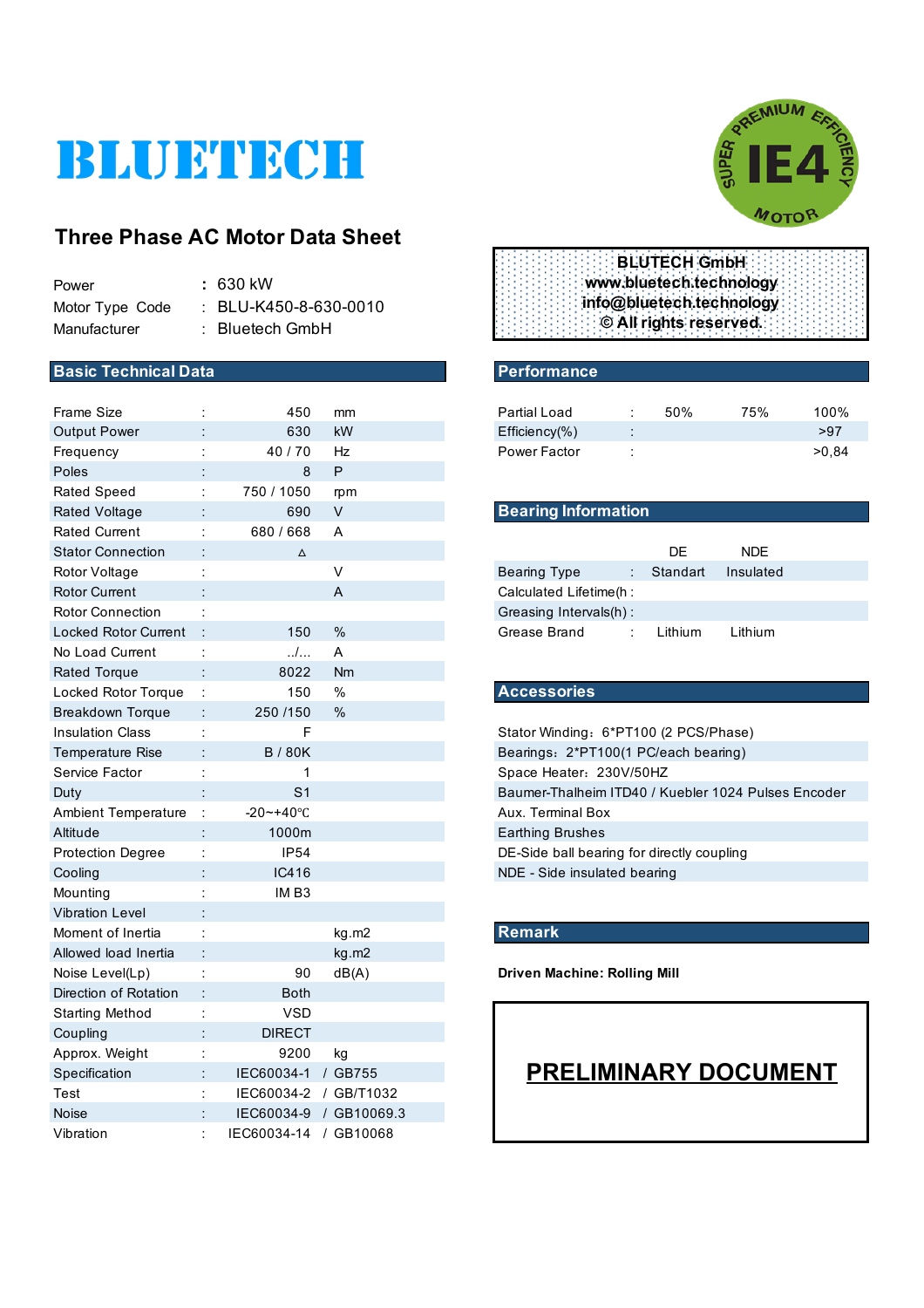# BLUETECH

SUPER PREMIUM EFFICIENCY IE4 MOTOR

## Three Phase AC Motor Data Sheet

| | | |
|---|---|---|
| Power | : | 630 kW |
| Motor Type Code | : | BLU-K450-8-630-0010 |
| Manufacturer | : | Bluetech GmbH |

**BLUTECH GmbH**
**www.bluetech.technology**
**info@bluetech.technology**
**© All rights reserved.**

## Basic Technical Data

| | | | |
|---|---|---|---|
| Frame Size | : | 450 | mm |
| Output Power | : | 630 | kW |
| Frequency | : | 40 / 70 | Hz |
| Poles | : | 8 | P |
| Rated Speed | : | 750 / 1050 | rpm |
| Rated Voltage | : | 690 | V |
| Rated Current | : | 680 / 668 | A |
| Stator Connection | : | Δ | |
| Rotor Voltage | : | | V |
| Rotor Current | : | | A |
| Rotor Connection | : | | |
| Locked Rotor Current | : | 150 | % |
| No Load Current | : | ../... | A |
| Rated Torque | : | 8022 | Nm |
| Locked Rotor Torque | : | 150 | % |
| Breakdown Torque | : | 250 /150 | % |
| Insulation Class | : | F | |
| Temperature Rise | : | B / 80K | |
| Service Factor | : | 1 | |
| Duty | : | S1 | |
| Ambient Temperature | : | -20~+40℃ | |
| Altitude | : | 1000m | |
| Protection Degree | : | IP54 | |
| Cooling | : | IC416 | |
| Mounting | : | IM B3 | |
| Vibration Level | : | | |
| Moment of Inertia | : | | kg.m2 |
| Allowed load Inertia | : | | kg.m2 |
| Noise Level(Lp) | : | 90 | dB(A) |
| Direction of Rotation | : | Both | |
| Starting Method | : | VSD | |
| Coupling | : | DIRECT | |
| Approx. Weight | : | 9200 | kg |
| Specification | : | IEC60034-1 | / GB755 |
| Test | : | IEC60034-2 | / GB/T1032 |
| Noise | : | IEC60034-9 | / GB10069.3 |
| Vibration | : | IEC60034-14 | / GB10068 |

## Performance

| | | | | |
|---|---|---|---|---|
| Partial Load | : | 50% | 75% | 100% |
| Efficiency(%) | : | | | >97 |
| Power Factor | : | | | >0,84 |

## Bearing Information

| | | DE | NDE |
|---|---|---|---|
| Bearing Type | : | Standart | Insulated |
| Calculated Lifetime(h : | | | |
| Greasing Intervals(h) : | | | |
| Grease Brand | : | Lithium | Lithium |

## Accessories

- Stator Winding：6*PT100 (2 PCS/Phase)
- Bearings：2*PT100(1 PC/each bearing)
- Space Heater：230V/50HZ
- Baumer-Thalheim ITD40 / Kuebler 1024 Pulses Encoder
- Aux. Terminal Box
- Earthing Brushes
- DE-Side ball bearing for directly coupling
- NDE - Side insulated bearing

## Remark

**Driven Machine: Rolling Mill**

**PRELIMINARY DOCUMENT**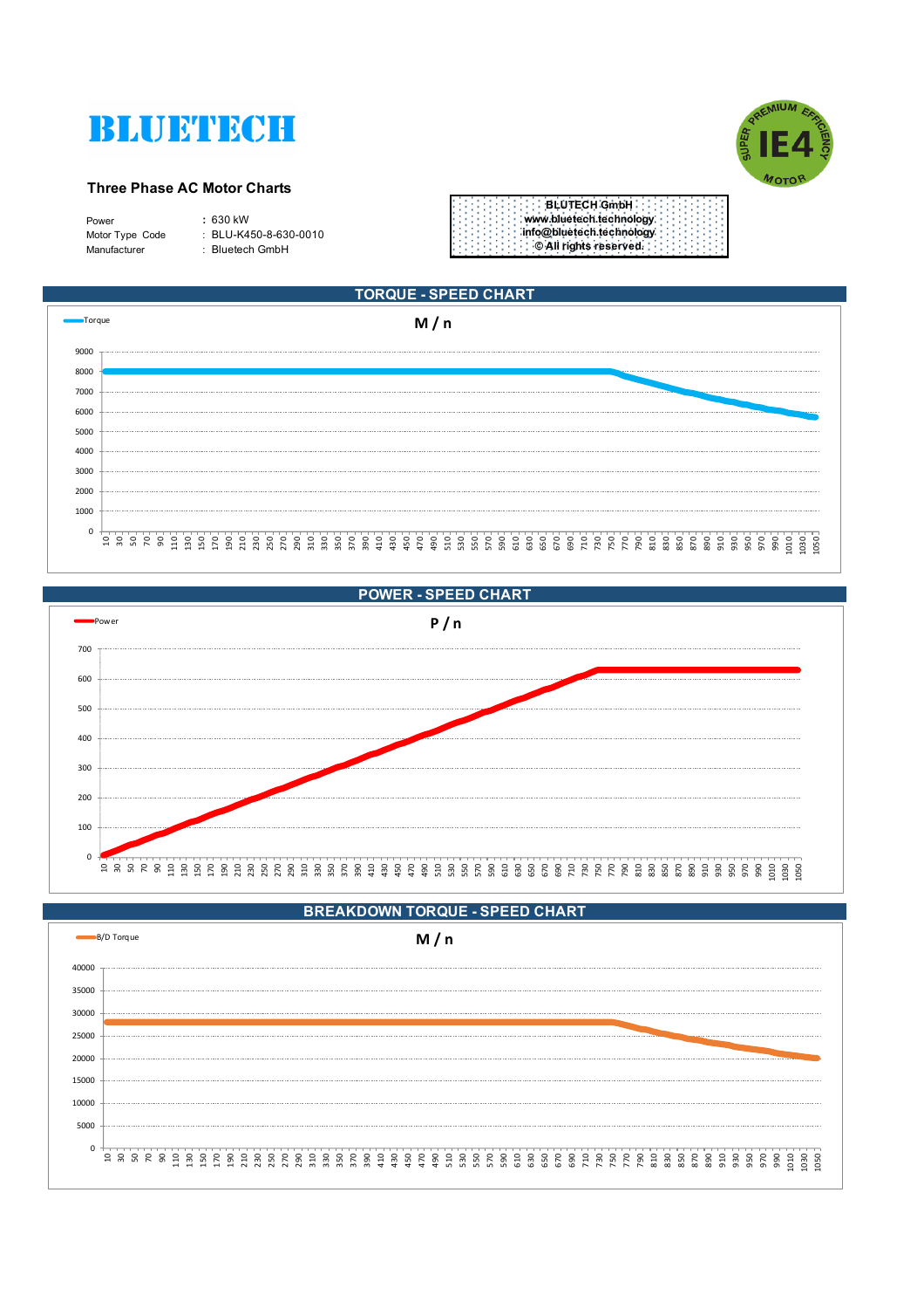# BLUETECH

SUPER PREMIUM EFFICIENCY IE4 MOTOR

## Three Phase AC Motor Charts

| | |
|---|---|
| Power | : 630 kW |
| Motor Type Code | : BLU-K450-8-630-0010 |
| Manufacturer | : Bluetech GmbH |

**BLUTECH GmbH**
**www.bluetech.technology**
**info@bluetech.technology**
**© All rights reserved.**

## TORQUE - SPEED CHART

Torque

**M / n**

## POWER - SPEED CHART

Power

**P / n**

## BREAKDOWN TORQUE - SPEED CHART

B/D Torque

**M / n**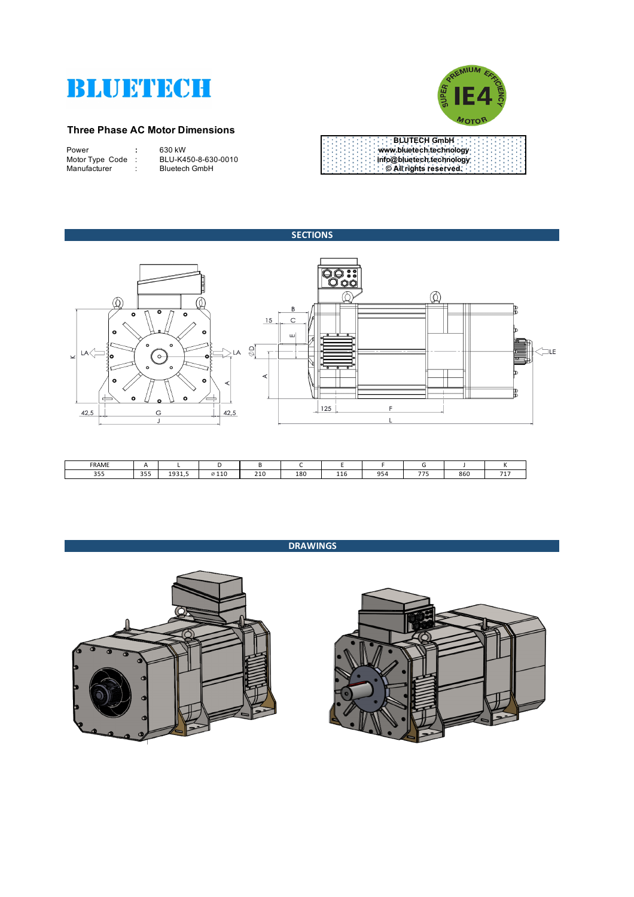# BLUETECH

## Three Phase AC Motor Dimensions

Power : 630 kW
Motor Type Code : BLU-K450-8-630-0010
Manufacturer : Bluetech GmbH

**BLUTECH GmbH**
**www.bluetech.technology**
**info@bluetech.technology**
**© All rights reserved.**

## SECTIONS

| FRAME | A | L | D | B | C | E | F | G | J | K |
|---|---|---|---|---|---|---|---|---|---|---|
| 355 | 355 | 1931,5 | ⌀110 | 210 | 180 | 116 | 954 | 775 | 860 | 717 |

## DRAWINGS